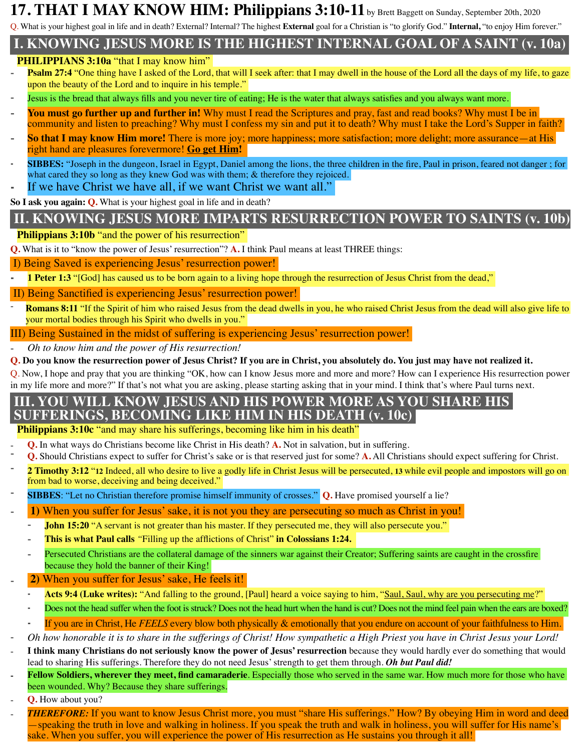# 17. THAT I MAY KNOW HIM: Philippians 3:10-11 by Brett Baggett on Sunday, September 20th, 2020

Q. What is your highest goal in life and in death? External? Internal? The highest **External** goal for a Christian is "to glorify God." **Internal,** "to enjoy Him forever."

## I. KNOWING JESUS MORE IS THE HIGHEST INTERNAL GOAL OF A SAINT (v. 10a)

**PHILIPPIANS 3:10a** "that I may know him"

- **Psalm 27:4** "One thing have I asked of the Lord, that will I seek after: that I may dwell in the house of the Lord all the days of my life, to gaze upon the beauty of the Lord and to inquire in his temple."
- Jesus is the bread that always fills and you never tire of eating; He is the water that always satisfies and you always want more.
- **You must go further up and further in!** Why must I read the Scriptures and pray, fast and read books? Why must I be in community and listen to preaching? Why must I confess my sin and put it to death? Why must I take the Lord's Supper in faith?
- **So that I may know Him more!** There is more joy; more happiness; more satisfaction; more delight; more assurance—at His right hand are pleasures forevermore! **Go get Him!**
- **SIBBES:** "Joseph in the dungeon, Israel in Egypt, Daniel among the lions, the three children in the fire, Paul in prison, feared not danger ; for what cared they so long as they knew God was with them; & therefore they rejoiced.
- If we have Christ we have all, if we want Christ we want all."

**So I ask you again:** Q. What is your highest goal in life and in death?

## II. KNOWING JESUS MORE IMPARTS RESURRECTION POWER TO SAINTS (v. 10b)

**Philippians 3:10b** "and the power of his resurrection"

Q. What is it to "know the power of Jesus' resurrection"? A. I think Paul means at least THREE things:

I) Being Saved is experiencing Jesus' resurrection power!

- **1 Peter 1:3** "[God] has caused us to be born again to a living hope through the resurrection of Jesus Christ from the dead,"

II) Being Sanctified is experiencing Jesus' resurrection power!

- **Romans 8:11** "If the Spirit of him who raised Jesus from the dead dwells in you, he who raised Christ Jesus from the dead will also give life to your mortal bodies through his Spirit who dwells in you."

III) Being Sustained in the midst of suffering is experiencing Jesus' resurrection power!

- *Oh to know him and the power of His resurrection!*

**Q. Do you know the resurrection power of Jesus Christ? If you are in Christ, you absolutely do. You just may have not realized it.**

Q. Now, I hope and pray that you are thinking "OK, how can I know Jesus more and more and more? How can I experience His resurrection power in my life more and more?" If that's not what you are asking, please starting asking that in your mind. I think that's where Paul turns next.

## III. YOU WILL KNOW JESUS AND HIS POWER MORE AS YOU SHARE HIS SUFFERINGS, BECOMING LIKE HIM IN HIS DEATH (v. 10c)

**Philippians 3:10c** "and may share his sufferings, becoming like him in his death"

- Q. In what ways do Christians become like Christ in His death? A. Not in salvation, but in suffering.
- Q. Should Christians expect to suffer for Christ's sake or is that reserved just for some? A. All Christians should expect suffering for Christ.
- **2 Timothy 3:12** "**12** Indeed, all who desire to live a godly life in Christ Jesus will be persecuted, **13** while evil people and impostors will go on from bad to worse, deceiving and being deceived."
- **SIBBES**: "Let no Christian therefore promise himself immunity of crosses." Q. Have promised yourself a lie?
- 1) When you suffer for Jesus' sake, it is not you they are persecuting so much as Christ in you!
  - **John 15:20** "A servant is not greater than his master. If they persecuted me, they will also persecute you."
  - **This is what Paul calls** "Filling up the afflictions of Christ" **in Colossians 1:24.**
  - Persecuted Christians are the collateral damage of the sinners war against their Creator; Suffering saints are caught in the crossfire because they hold the banner of their King!
- 2) When you suffer for Jesus' sake, He feels it!
  - **Acts 9:4 (Luke writes):** "And falling to the ground, [Paul] heard a voice saying to him, "Saul, Saul, why are you persecuting me?"
  - Does not the head suffer when the foot is struck? Does not the head hurt when the hand is cut? Does not the mind feel pain when the ears are boxed?
  - If you are in Christ, He *FEELS* every blow both physically & emotionally that you endure on account of your faithfulness to Him.
- *Oh how honorable it is to share in the sufferings of Christ! How sympathetic a High Priest you have in Christ Jesus your Lord!*
- **I think many Christians do not seriously know the power of Jesus' resurrection** because they would hardly ever do something that would lead to sharing His sufferings. Therefore they do not need Jesus' strength to get them through. ***Oh but Paul did!***
- **Fellow Soldiers, wherever they meet, find camaraderie**. Especially those who served in the same war. How much more for those who have been wounded. Why? Because they share sufferings.
- Q. How about you?
- ***THEREFORE:*** If you want to know Jesus Christ more, you must "share His sufferings." How? By obeying Him in word and deed—speaking the truth in love and walking in holiness. If you speak the truth and walk in holiness, you will suffer for His name's sake. When you suffer, you will experience the power of His resurrection as He sustains you through it all!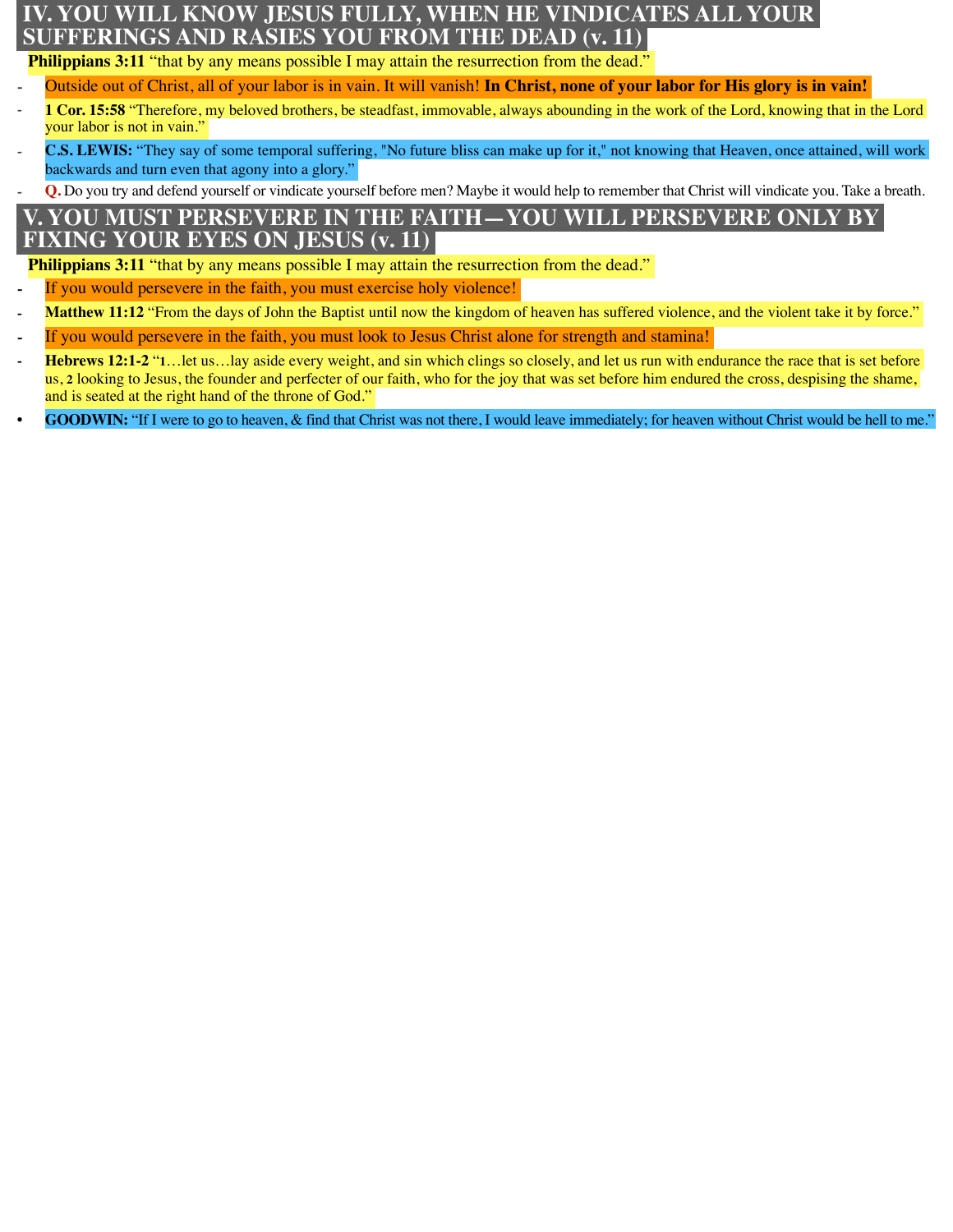## IV. YOU WILL KNOW JESUS FULLY, WHEN HE VINDICATES ALL YOUR SUFFERINGS AND RASIES YOU FROM THE DEAD (v. 11)

**Philippians 3:11** "that by any means possible I may attain the resurrection from the dead."

- Outside out of Christ, all of your labor is in vain. It will vanish! **In Christ, none of your labor for His glory is in vain!**
- **1 Cor. 15:58** "Therefore, my beloved brothers, be steadfast, immovable, always abounding in the work of the Lord, knowing that in the Lord your labor is not in vain."
- **C.S. LEWIS:** "They say of some temporal suffering, "No future bliss can make up for it," not knowing that Heaven, once attained, will work backwards and turn even that agony into a glory."
- **Q.** Do you try and defend yourself or vindicate yourself before men? Maybe it would help to remember that Christ will vindicate you. Take a breath.

## V. YOU MUST PERSEVERE IN THE FAITH—YOU WILL PERSEVERE ONLY BY FIXING YOUR EYES ON JESUS (v. 11)

**Philippians 3:11** "that by any means possible I may attain the resurrection from the dead."

- If you would persevere in the faith, you must exercise holy violence!
- **Matthew 11:12** "From the days of John the Baptist until now the kingdom of heaven has suffered violence, and the violent take it by force."
- If you would persevere in the faith, you must look to Jesus Christ alone for strength and stamina!
- **Hebrews 12:1-2** "**1**…let us…lay aside every weight, and sin which clings so closely, and let us run with endurance the race that is set before us, **2** looking to Jesus, the founder and perfecter of our faith, who for the joy that was set before him endured the cross, despising the shame, and is seated at the right hand of the throne of God."
- **GOODWIN:** "If I were to go to heaven, & find that Christ was not there, I would leave immediately; for heaven without Christ would be hell to me."